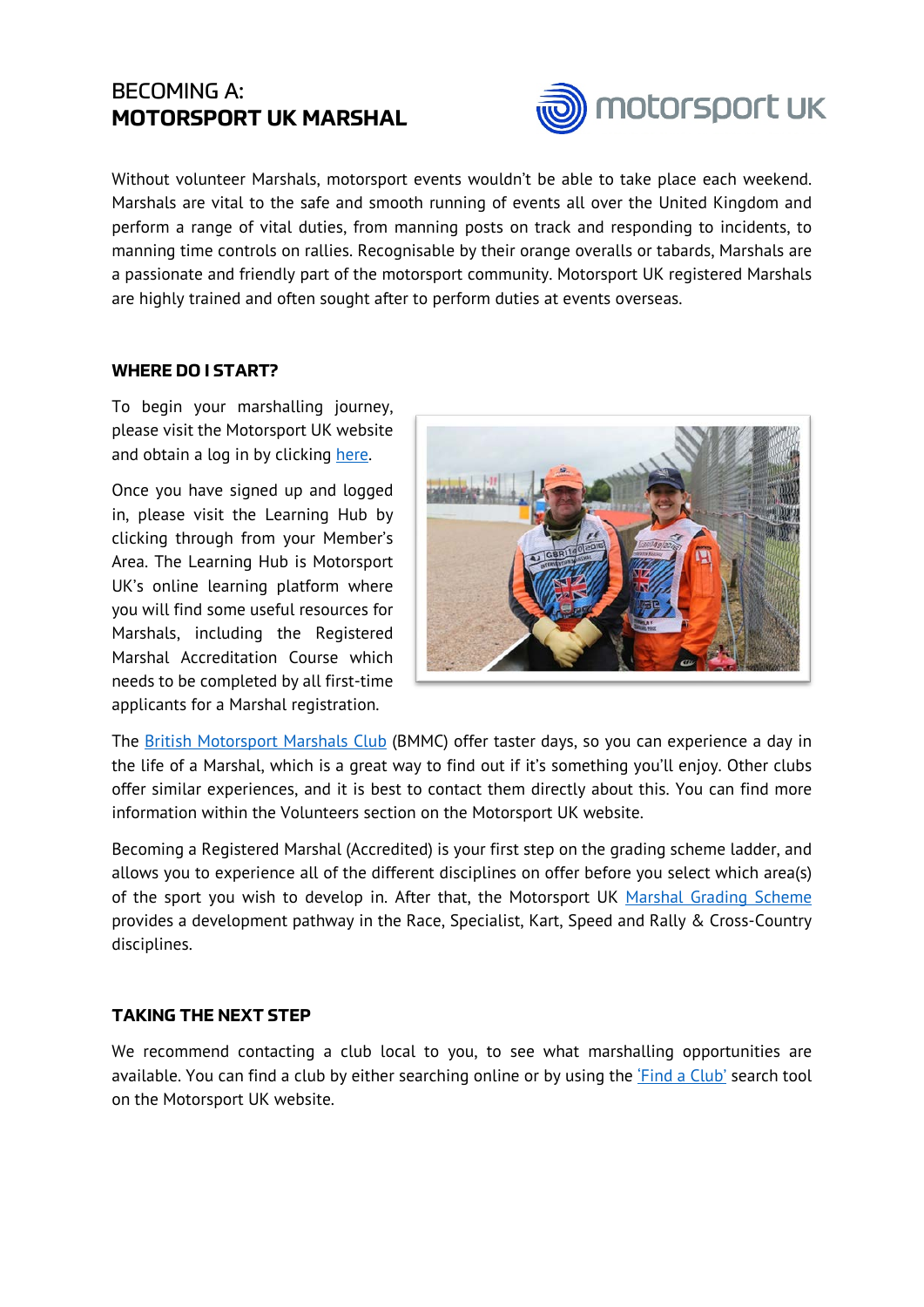# BECOMING A: **MOTORSPORT UK MARSHAL**

Without volunteer Marshals, motorsport events wouldn't be able to take place each weekend. Marshals are vital to the safe and smooth running of events all over the United Kingdom and perform a range of vital duties, from manning posts on track and responding to incidents, to manning time controls on rallies. Recognisable by their orange overalls or tabards, Marshals are a passionate and friendly part of the motorsport community. Motorsport UK registered Marshals are highly trained and often sought after to perform duties at events overseas.

## WHERE DO I START?

To begin your marshalling journey, please visit the Motorsport UK website and obtain a log in by clicking here.

Once you have signed up and logged in, please visit the Learning Hub by clicking through from your Member's Area. The Learning Hub is Motorsport UK's online learning platform where you will find some useful resources for Marshals, including the Registered Marshal Accreditation Course which needs to be completed by all first-time applicants for a Marshal registration.

The British Motorsport Marshals Club (BMMC) offer taster days, so you can experience a day in the life of a Marshal, which is a great way to find out if it's something you'll enjoy. Other clubs offer similar experiences, and it is best to contact them directly about this. You can find more information within the Volunteers section on the Motorsport UK website.

Becoming a Registered Marshal (Accredited) is your first step on the grading scheme ladder, and allows you to experience all of the different disciplines on offer before you select which area(s) of the sport you wish to develop in. After that, the Motorsport UK Marshal Grading Scheme provides a development pathway in the Race, Specialist, Kart, Speed and Rally & Cross-Country disciplines.

## TAKING THE NEXT STEP

We recommend contacting a club local to you, to see what marshalling opportunities are available. You can find a club by either searching online or by using the 'Find a Club' search tool on the Motorsport UK website.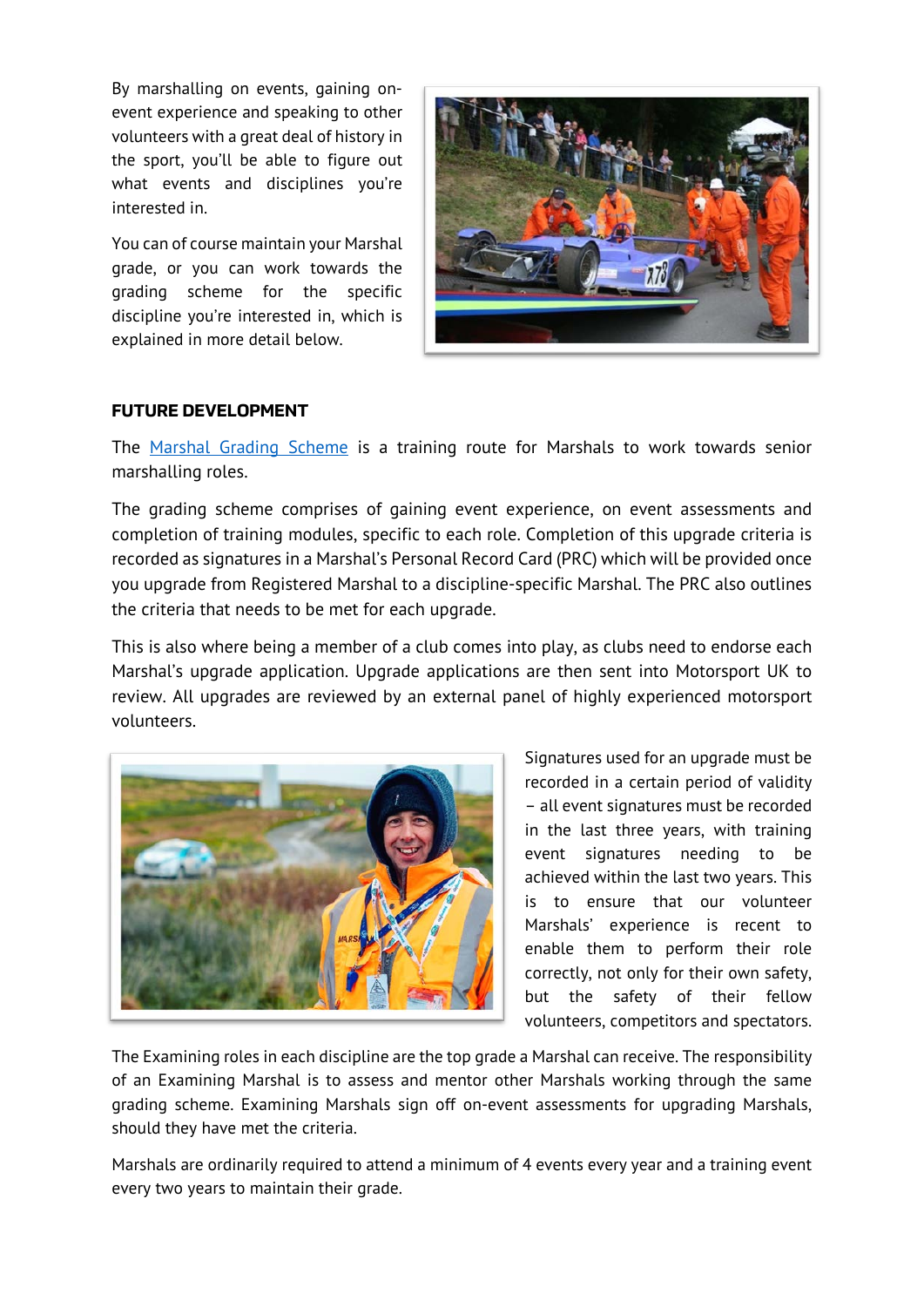By marshalling on events, gaining on-event experience and speaking to other volunteers with a great deal of history in the sport, you'll be able to figure out what events and disciplines you're interested in.

You can of course maintain your Marshal grade, or you can work towards the grading scheme for the specific discipline you're interested in, which is explained in more detail below.

**FUTURE DEVELOPMENT**

The Marshal Grading Scheme is a training route for Marshals to work towards senior marshalling roles.

The grading scheme comprises of gaining event experience, on event assessments and completion of training modules, specific to each role. Completion of this upgrade criteria is recorded as signatures in a Marshal's Personal Record Card (PRC) which will be provided once you upgrade from Registered Marshal to a discipline-specific Marshal. The PRC also outlines the criteria that needs to be met for each upgrade.

This is also where being a member of a club comes into play, as clubs need to endorse each Marshal's upgrade application. Upgrade applications are then sent into Motorsport UK to review. All upgrades are reviewed by an external panel of highly experienced motorsport volunteers.

Signatures used for an upgrade must be recorded in a certain period of validity – all event signatures must be recorded in the last three years, with training event signatures needing to be achieved within the last two years. This is to ensure that our volunteer Marshals' experience is recent to enable them to perform their role correctly, not only for their own safety, but the safety of their fellow volunteers, competitors and spectators.

The Examining roles in each discipline are the top grade a Marshal can receive. The responsibility of an Examining Marshal is to assess and mentor other Marshals working through the same grading scheme. Examining Marshals sign off on-event assessments for upgrading Marshals, should they have met the criteria.

Marshals are ordinarily required to attend a minimum of 4 events every year and a training event every two years to maintain their grade.